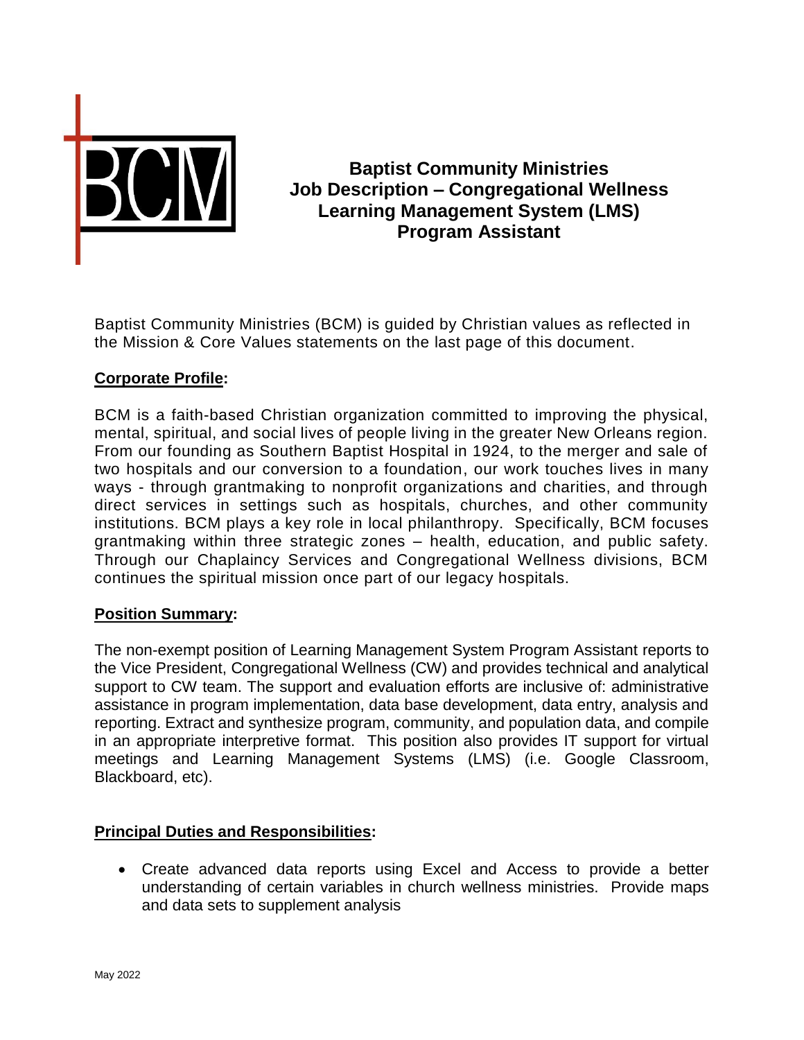# Baptist Community Ministries
## Job Description – Congregational Wellness
## Learning Management System (LMS)
## Program Assistant

Baptist Community Ministries (BCM) is guided by Christian values as reflected in the Mission & Core Values statements on the last page of this document.

**Corporate Profile:**

BCM is a faith-based Christian organization committed to improving the physical, mental, spiritual, and social lives of people living in the greater New Orleans region. From our founding as Southern Baptist Hospital in 1924, to the merger and sale of two hospitals and our conversion to a foundation, our work touches lives in many ways - through grantmaking to nonprofit organizations and charities, and through direct services in settings such as hospitals, churches, and other community institutions. BCM plays a key role in local philanthropy. Specifically, BCM focuses grantmaking within three strategic zones – health, education, and public safety. Through our Chaplaincy Services and Congregational Wellness divisions, BCM continues the spiritual mission once part of our legacy hospitals.

**Position Summary:**

The non-exempt position of Learning Management System Program Assistant reports to the Vice President, Congregational Wellness (CW) and provides technical and analytical support to CW team. The support and evaluation efforts are inclusive of: administrative assistance in program implementation, data base development, data entry, analysis and reporting. Extract and synthesize program, community, and population data, and compile in an appropriate interpretive format. This position also provides IT support for virtual meetings and Learning Management Systems (LMS) (i.e. Google Classroom, Blackboard, etc).

**Principal Duties and Responsibilities:**

- Create advanced data reports using Excel and Access to provide a better understanding of certain variables in church wellness ministries. Provide maps and data sets to supplement analysis

May 2022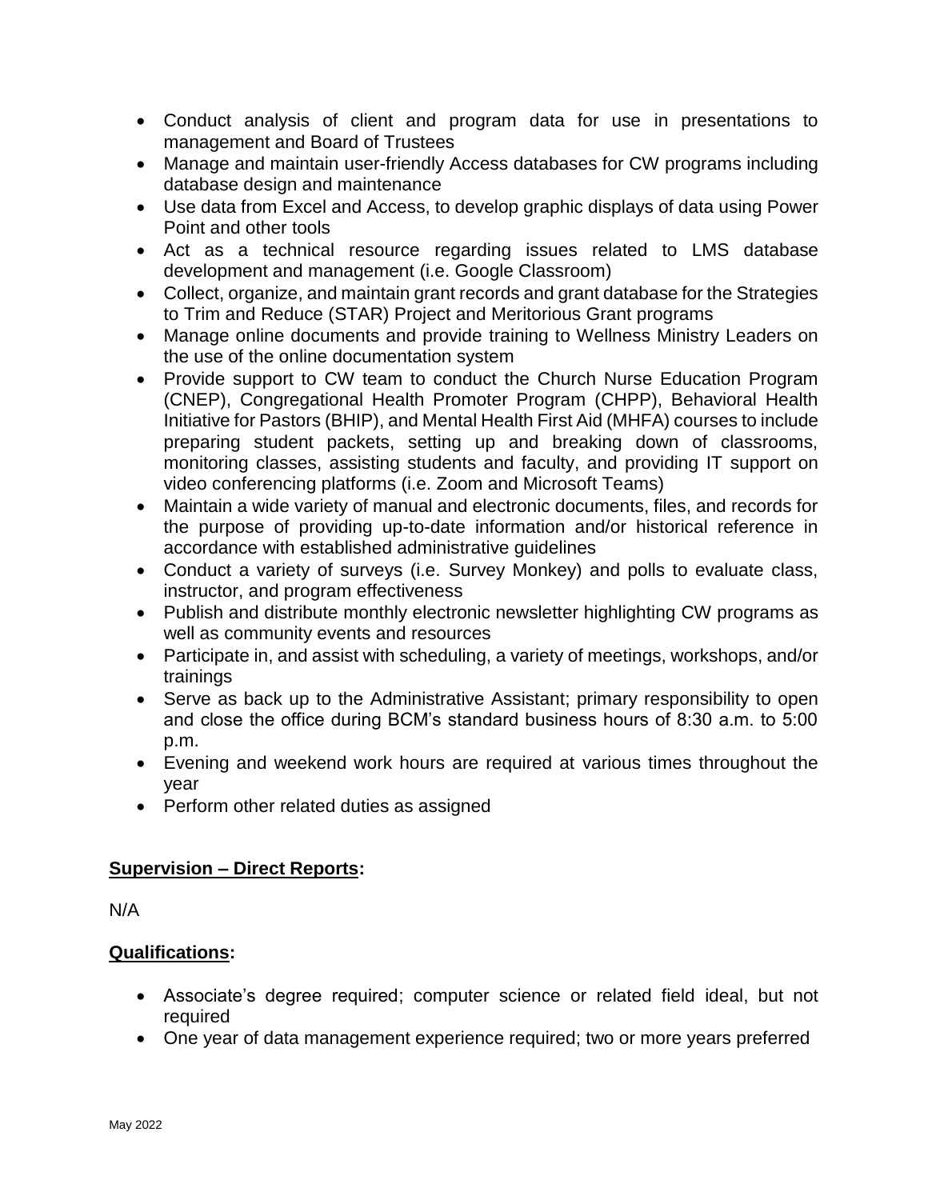- Conduct analysis of client and program data for use in presentations to management and Board of Trustees
- Manage and maintain user-friendly Access databases for CW programs including database design and maintenance
- Use data from Excel and Access, to develop graphic displays of data using Power Point and other tools
- Act as a technical resource regarding issues related to LMS database development and management (i.e. Google Classroom)
- Collect, organize, and maintain grant records and grant database for the Strategies to Trim and Reduce (STAR) Project and Meritorious Grant programs
- Manage online documents and provide training to Wellness Ministry Leaders on the use of the online documentation system
- Provide support to CW team to conduct the Church Nurse Education Program (CNEP), Congregational Health Promoter Program (CHPP), Behavioral Health Initiative for Pastors (BHIP), and Mental Health First Aid (MHFA) courses to include preparing student packets, setting up and breaking down of classrooms, monitoring classes, assisting students and faculty, and providing IT support on video conferencing platforms (i.e. Zoom and Microsoft Teams)
- Maintain a wide variety of manual and electronic documents, files, and records for the purpose of providing up-to-date information and/or historical reference in accordance with established administrative guidelines
- Conduct a variety of surveys (i.e. Survey Monkey) and polls to evaluate class, instructor, and program effectiveness
- Publish and distribute monthly electronic newsletter highlighting CW programs as well as community events and resources
- Participate in, and assist with scheduling, a variety of meetings, workshops, and/or trainings
- Serve as back up to the Administrative Assistant; primary responsibility to open and close the office during BCM's standard business hours of 8:30 a.m. to 5:00 p.m.
- Evening and weekend work hours are required at various times throughout the year
- Perform other related duties as assigned

**Supervision – Direct Reports:**

N/A

**Qualifications:**

- Associate's degree required; computer science or related field ideal, but not required
- One year of data management experience required; two or more years preferred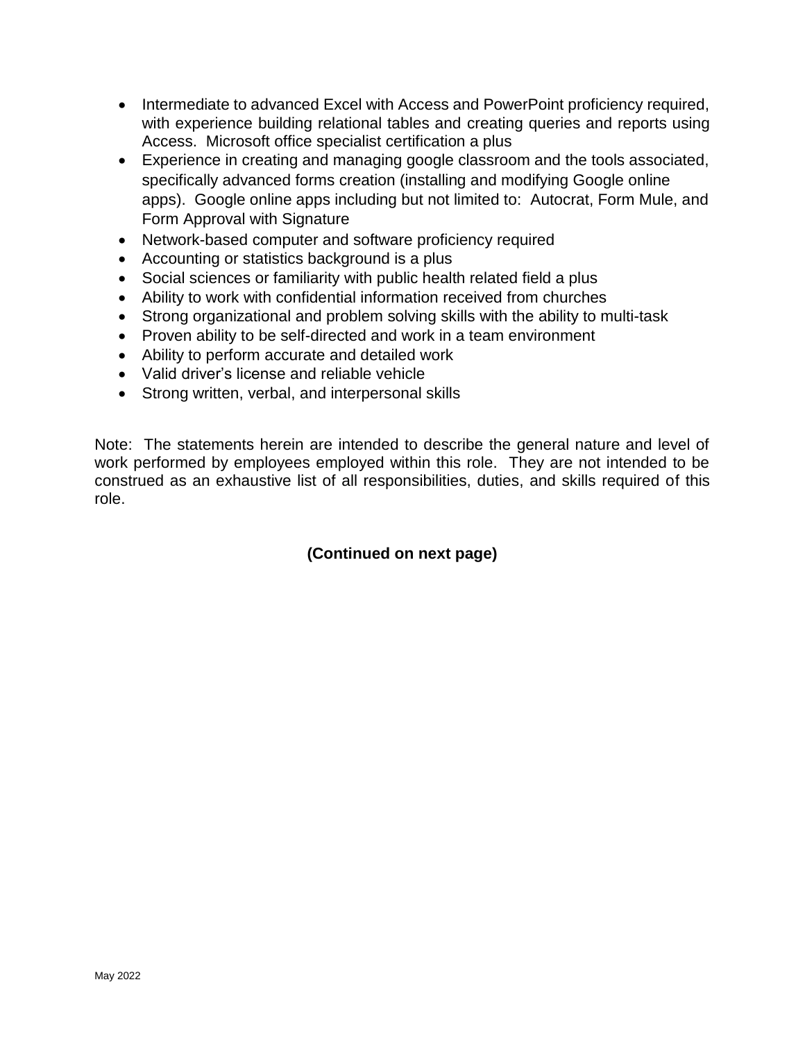- Intermediate to advanced Excel with Access and PowerPoint proficiency required, with experience building relational tables and creating queries and reports using Access. Microsoft office specialist certification a plus
- Experience in creating and managing google classroom and the tools associated, specifically advanced forms creation (installing and modifying Google online apps). Google online apps including but not limited to: Autocrat, Form Mule, and Form Approval with Signature
- Network-based computer and software proficiency required
- Accounting or statistics background is a plus
- Social sciences or familiarity with public health related field a plus
- Ability to work with confidential information received from churches
- Strong organizational and problem solving skills with the ability to multi-task
- Proven ability to be self-directed and work in a team environment
- Ability to perform accurate and detailed work
- Valid driver's license and reliable vehicle
- Strong written, verbal, and interpersonal skills

Note: The statements herein are intended to describe the general nature and level of work performed by employees employed within this role. They are not intended to be construed as an exhaustive list of all responsibilities, duties, and skills required of this role.

**(Continued on next page)**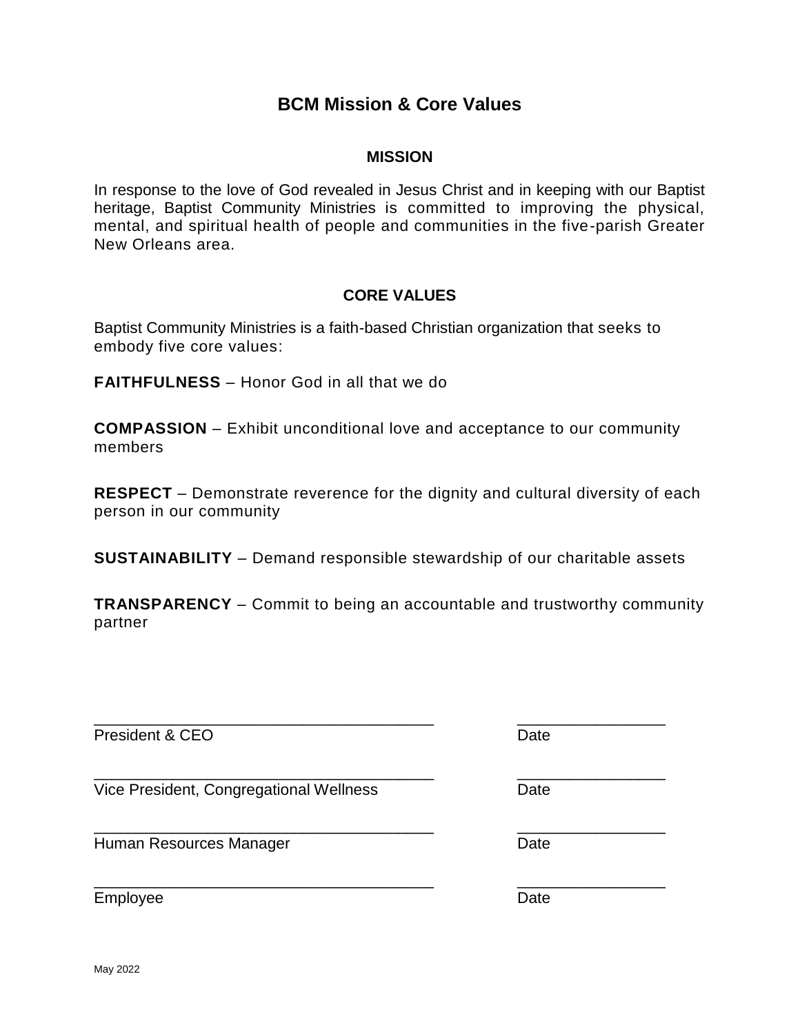# BCM Mission & Core Values

## MISSION

In response to the love of God revealed in Jesus Christ and in keeping with our Baptist heritage, Baptist Community Ministries is committed to improving the physical, mental, and spiritual health of people and communities in the five-parish Greater New Orleans area.

## CORE VALUES

Baptist Community Ministries is a faith-based Christian organization that seeks to embody five core values:

**FAITHFULNESS** – Honor God in all that we do

**COMPASSION** – Exhibit unconditional love and acceptance to our community members

**RESPECT** – Demonstrate reverence for the dignity and cultural diversity of each person in our community

**SUSTAINABILITY** – Demand responsible stewardship of our charitable assets

**TRANSPARENCY** – Commit to being an accountable and trustworthy community partner

| | |
|---|---|
| ________________________________________ | _________________ |
| President & CEO | Date |
| ________________________________________ | _________________ |
| Vice President, Congregational Wellness | Date |
| ________________________________________ | _________________ |
| Human Resources Manager | Date |
| ________________________________________ | _________________ |
| Employee | Date |

May 2022